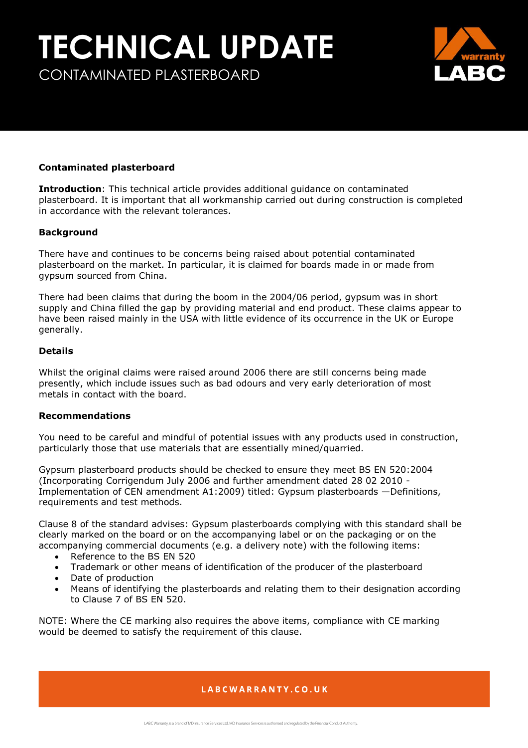# TECHNICAL UPDATE

CONTAMINATED PLASTERBOARD

**Contaminated plasterboard**

**Introduction**: This technical article provides additional guidance on contaminated plasterboard. It is important that all workmanship carried out during construction is completed in accordance with the relevant tolerances.

**Background**

There have and continues to be concerns being raised about potential contaminated plasterboard on the market. In particular, it is claimed for boards made in or made from gypsum sourced from China.

There had been claims that during the boom in the 2004/06 period, gypsum was in short supply and China filled the gap by providing material and end product. These claims appear to have been raised mainly in the USA with little evidence of its occurrence in the UK or Europe generally.

**Details**

Whilst the original claims were raised around 2006 there are still concerns being made presently, which include issues such as bad odours and very early deterioration of most metals in contact with the board.

**Recommendations**

You need to be careful and mindful of potential issues with any products used in construction, particularly those that use materials that are essentially mined/quarried.

Gypsum plasterboard products should be checked to ensure they meet BS EN 520:2004 (Incorporating Corrigendum July 2006 and further amendment dated 28 02 2010 - Implementation of CEN amendment A1:2009) titled: Gypsum plasterboards —Definitions, requirements and test methods.

Clause 8 of the standard advises: Gypsum plasterboards complying with this standard shall be clearly marked on the board or on the accompanying label or on the packaging or on the accompanying commercial documents (e.g. a delivery note) with the following items:

- Reference to the BS EN 520
- Trademark or other means of identification of the producer of the plasterboard
- Date of production
- Means of identifying the plasterboards and relating them to their designation according to Clause 7 of BS EN 520.

NOTE: Where the CE marking also requires the above items, compliance with CE marking would be deemed to satisfy the requirement of this clause.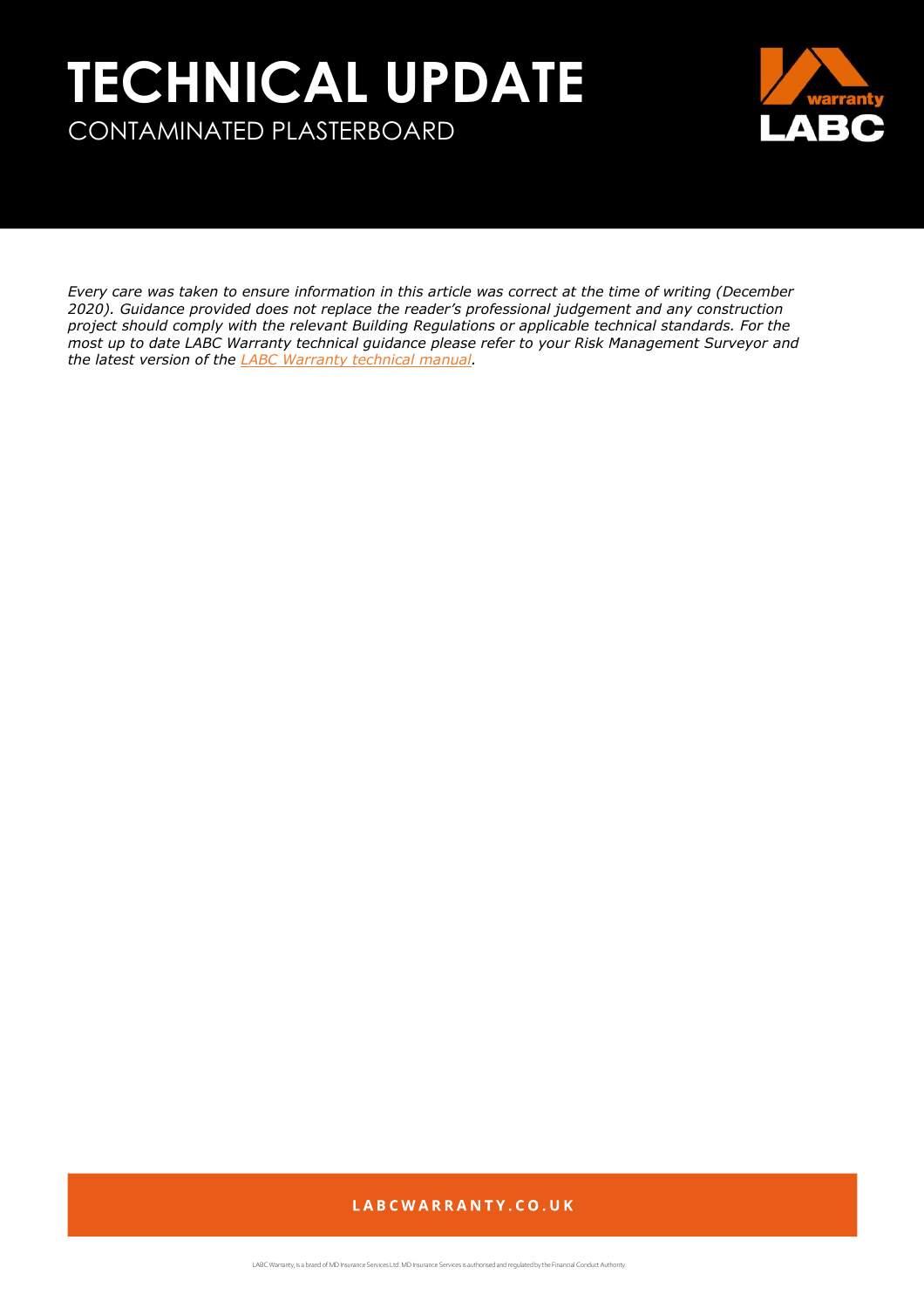# TECHNICAL UPDATE

CONTAMINATED PLASTERBOARD

*Every care was taken to ensure information in this article was correct at the time of writing (December 2020). Guidance provided does not replace the reader's professional judgement and any construction project should comply with the relevant Building Regulations or applicable technical standards. For the most up to date LABC Warranty technical guidance please refer to your Risk Management Surveyor and the latest version of the [LABC Warranty technical manual](#).*

LABCWARRANTY.CO.UK

LABC Warranty, is a brand of MD Insurance Services Ltd. MD Insurance Services is authorised and regulated by the Financial Conduct Authority.